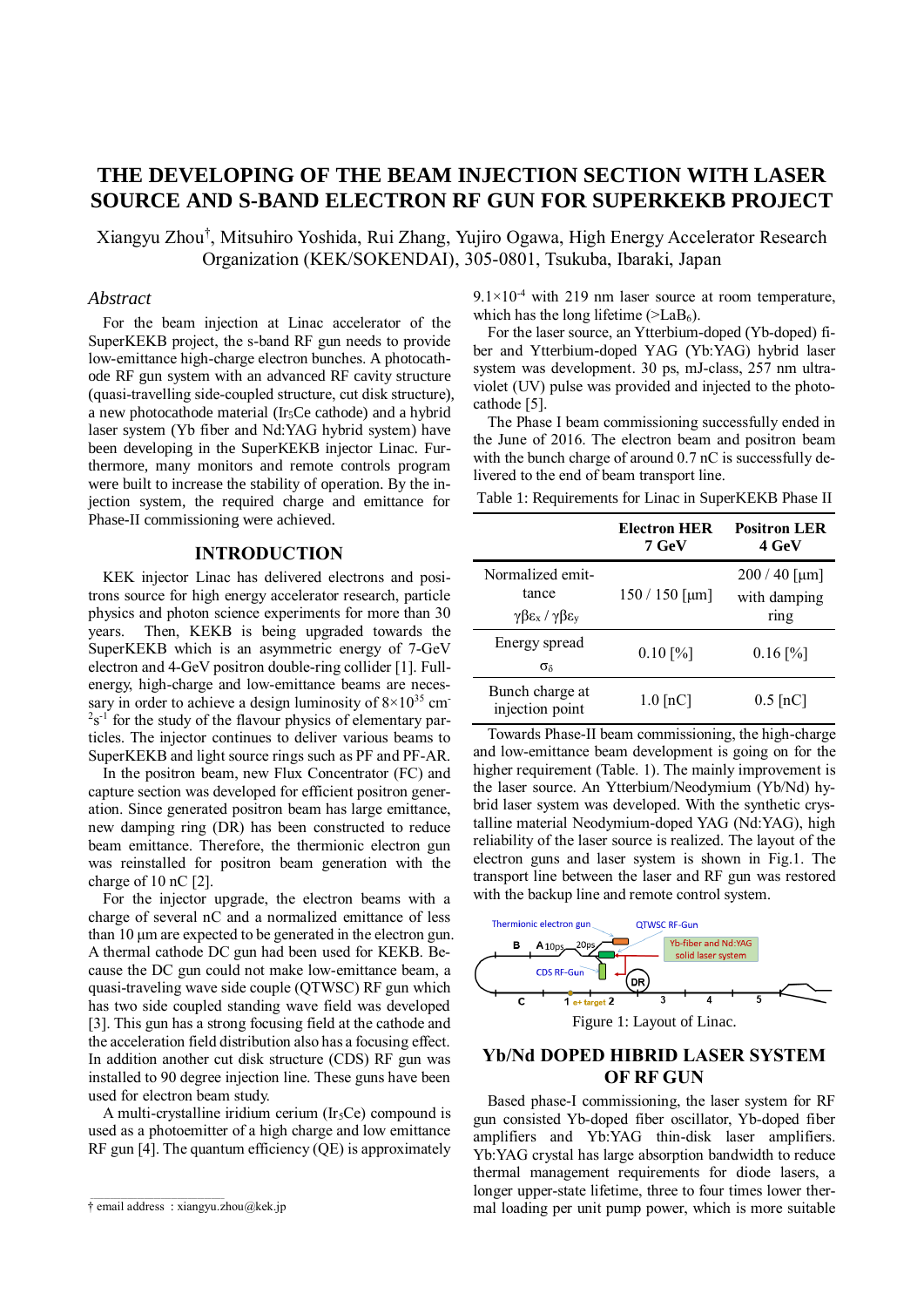# THE DEVELOPING OF THE BEAM INJECTION SECTION WITH LASER SOURCE AND S-BAND ELECTRON RF GUN FOR SUPERKEKB PROJECT

Xiangyu Zhou[†], Mitsuhiro Yoshida, Rui Zhang, Yujiro Ogawa, High Energy Accelerator Research Organization (KEK/SOKENDAI), 305-0801, Tsukuba, Ibaraki, Japan

## *Abstract*

For the beam injection at Linac accelerator of the SuperKEKB project, the s-band RF gun needs to provide low-emittance high-charge electron bunches. A photocathode RF gun system with an advanced RF cavity structure (quasi-travelling side-coupled structure, cut disk structure), a new photocathode material ($Ir_5Ce$ cathode) and a hybrid laser system (Yb fiber and Nd:YAG hybrid system) have been developing in the SuperKEKB injector Linac. Furthermore, many monitors and remote controls program were built to increase the stability of operation. By the injection system, the required charge and emittance for Phase-II commissioning were achieved.

## INTRODUCTION

KEK injector Linac has delivered electrons and positrons source for high energy accelerator research, particle physics and photon science experiments for more than 30 years. Then, KEKB is being upgraded towards the SuperKEKB which is an asymmetric energy of 7-GeV electron and 4-GeV positron double-ring collider [1]. Full-energy, high-charge and low-emittance beams are necessary in order to achieve a design luminosity of $8\times10^{35}$ $cm^{-2}s^{-1}$ for the study of the flavour physics of elementary particles. The injector continues to deliver various beams to SuperKEKB and light source rings such as PF and PF-AR.

In the positron beam, new Flux Concentrator (FC) and capture section was developed for efficient positron generation. Since generated positron beam has large emittance, new damping ring (DR) has been constructed to reduce beam emittance. Therefore, the thermionic electron gun was reinstalled for positron beam generation with the charge of 10 nC [2].

For the injector upgrade, the electron beams with a charge of several nC and a normalized emittance of less than 10 µm are expected to be generated in the electron gun. A thermal cathode DC gun had been used for KEKB. Because the DC gun could not make low-emittance beam, a quasi-traveling wave side couple (QTWSC) RF gun which has two side coupled standing wave field was developed [3]. This gun has a strong focusing field at the cathode and the acceleration field distribution also has a focusing effect. In addition another cut disk structure (CDS) RF gun was installed to 90 degree injection line. These guns have been used for electron beam study.

A multi-crystalline iridium cerium ($Ir_5Ce$) compound is used as a photoemitter of a high charge and low emittance RF gun [4]. The quantum efficiency (QE) is approximately $9.1\times10^{-4}$ with 219 nm laser source at room temperature, which has the long lifetime (>$LaB_6$).

For the laser source, an Ytterbium-doped (Yb-doped) fiber and Ytterbium-doped YAG (Yb:YAG) hybrid laser system was development. 30 ps, mJ-class, 257 nm ultraviolet (UV) pulse was provided and injected to the photocathode [5].

The Phase I beam commissioning successfully ended in the June of 2016. The electron beam and positron beam with the bunch charge of around 0.7 nC is successfully delivered to the end of beam transport line.

Table 1: Requirements for Linac in SuperKEKB Phase II

| | Electron HER 7 GeV | Positron LER 4 GeV |
|---|---|---|
| Normalized emittance $\gamma\beta\varepsilon_x$ / $\gamma\beta\varepsilon_y$ | 150 / 150 [µm] | 200 / 40 [µm] with damping ring |
| Energy spread $\sigma_\delta$ | 0.10 [%] | 0.16 [%] |
| Bunch charge at injection point | 1.0 [nC] | 0.5 [nC] |

Towards Phase-II beam commissioning, the high-charge and low-emittance beam development is going on for the higher requirement (Table. 1). The mainly improvement is the laser source. An Ytterbium/Neodymium (Yb/Nd) hybrid laser system was developed. With the synthetic crystalline material Neodymium-doped YAG (Nd:YAG), high reliability of the laser source is realized. The layout of the electron guns and laser system is shown in Fig.1. The transport line between the laser and RF gun was restored with the backup line and remote control system.

Figure 1: Layout of Linac.

## Yb/Nd DOPED HIBRID LASER SYSTEM OF RF GUN

Based phase-I commissioning, the laser system for RF gun consisted Yb-doped fiber oscillator, Yb-doped fiber amplifiers and Yb:YAG thin-disk laser amplifiers. Yb:YAG crystal has large absorption bandwidth to reduce thermal management requirements for diode lasers, a longer upper-state lifetime, three to four times lower thermal loading per unit pump power, which is more suitable

† email address : xiangyu.zhou@kek.jp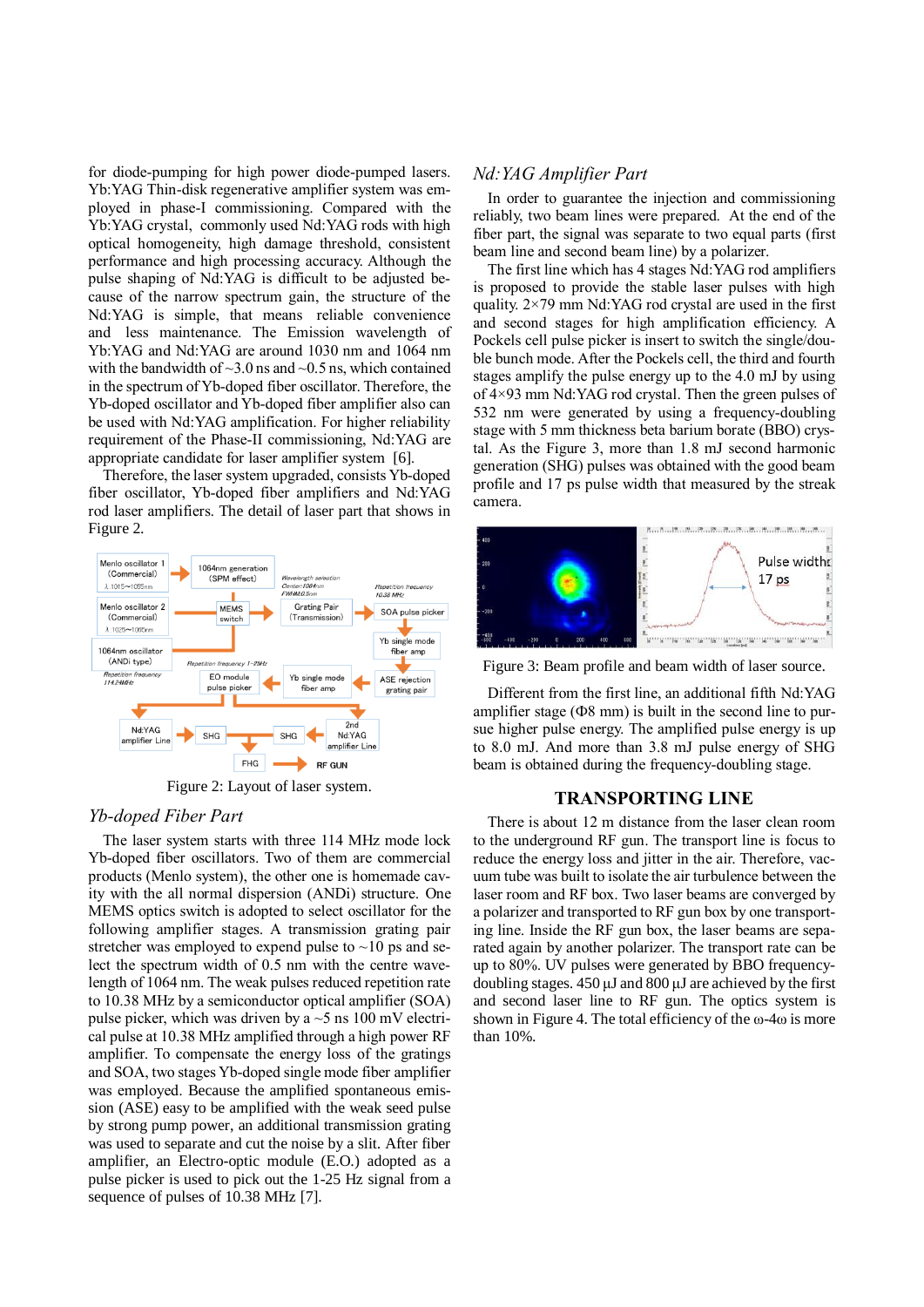for diode-pumping for high power diode-pumped lasers. Yb:YAG Thin-disk regenerative amplifier system was employed in phase-I commissioning. Compared with the Yb:YAG crystal, commonly used Nd:YAG rods with high optical homogeneity, high damage threshold, consistent performance and high processing accuracy. Although the pulse shaping of Nd:YAG is difficult to be adjusted because of the narrow spectrum gain, the structure of the Nd:YAG is simple, that means reliable convenience and less maintenance. The Emission wavelength of Yb:YAG and Nd:YAG are around 1030 nm and 1064 nm with the bandwidth of ~3.0 ns and ~0.5 ns, which contained in the spectrum of Yb-doped fiber oscillator. Therefore, the Yb-doped oscillator and Yb-doped fiber amplifier also can be used with Nd:YAG amplification. For higher reliability requirement of the Phase-II commissioning, Nd:YAG are appropriate candidate for laser amplifier system [6].

Therefore, the laser system upgraded, consists Yb-doped fiber oscillator, Yb-doped fiber amplifiers and Nd:YAG rod laser amplifiers. The detail of laser part that shows in Figure 2.

Figure 2: Layout of laser system.

### *Yb-doped Fiber Part*

The laser system starts with three 114 MHz mode lock Yb-doped fiber oscillators. Two of them are commercial products (Menlo system), the other one is homemade cavity with the all normal dispersion (ANDi) structure. One MEMS optics switch is adopted to select oscillator for the following amplifier stages. A transmission grating pair stretcher was employed to expend pulse to ~10 ps and select the spectrum width of 0.5 nm with the centre wavelength of 1064 nm. The weak pulses reduced repetition rate to 10.38 MHz by a semiconductor optical amplifier (SOA) pulse picker, which was driven by a ~5 ns 100 mV electrical pulse at 10.38 MHz amplified through a high power RF amplifier. To compensate the energy loss of the gratings and SOA, two stages Yb-doped single mode fiber amplifier was employed. Because the amplified spontaneous emission (ASE) easy to be amplified with the weak seed pulse by strong pump power, an additional transmission grating was used to separate and cut the noise by a slit. After fiber amplifier, an Electro-optic module (E.O.) adopted as a pulse picker is used to pick out the 1-25 Hz signal from a sequence of pulses of 10.38 MHz [7].

### *Nd:YAG Amplifier Part*

In order to guarantee the injection and commissioning reliably, two beam lines were prepared. At the end of the fiber part, the signal was separate to two equal parts (first beam line and second beam line) by a polarizer.

The first line which has 4 stages Nd:YAG rod amplifiers is proposed to provide the stable laser pulses with high quality. 2×79 mm Nd:YAG rod crystal are used in the first and second stages for high amplification efficiency. A Pockels cell pulse picker is insert to switch the single/double bunch mode. After the Pockels cell, the third and fourth stages amplify the pulse energy up to the 4.0 mJ by using of 4×93 mm Nd:YAG rod crystal. Then the green pulses of 532 nm were generated by using a frequency-doubling stage with 5 mm thickness beta barium borate (BBO) crystal. As the Figure 3, more than 1.8 mJ second harmonic generation (SHG) pulses was obtained with the good beam profile and 17 ps pulse width that measured by the streak camera.

Figure 3: Beam profile and beam width of laser source.

Different from the first line, an additional fifth Nd:YAG amplifier stage (Φ8 mm) is built in the second line to pursue higher pulse energy. The amplified pulse energy is up to 8.0 mJ. And more than 3.8 mJ pulse energy of SHG beam is obtained during the frequency-doubling stage.

## TRANSPORTING LINE

There is about 12 m distance from the laser clean room to the underground RF gun. The transport line is focus to reduce the energy loss and jitter in the air. Therefore, vacuum tube was built to isolate the air turbulence between the laser room and RF box. Two laser beams are converged by a polarizer and transported to RF gun box by one transporting line. Inside the RF gun box, the laser beams are separated again by another polarizer. The transport rate can be up to 80%. UV pulses were generated by BBO frequency-doubling stages. 450 μJ and 800 μJ are achieved by the first and second laser line to RF gun. The optics system is shown in Figure 4. The total efficiency of the ω-4ω is more than 10%.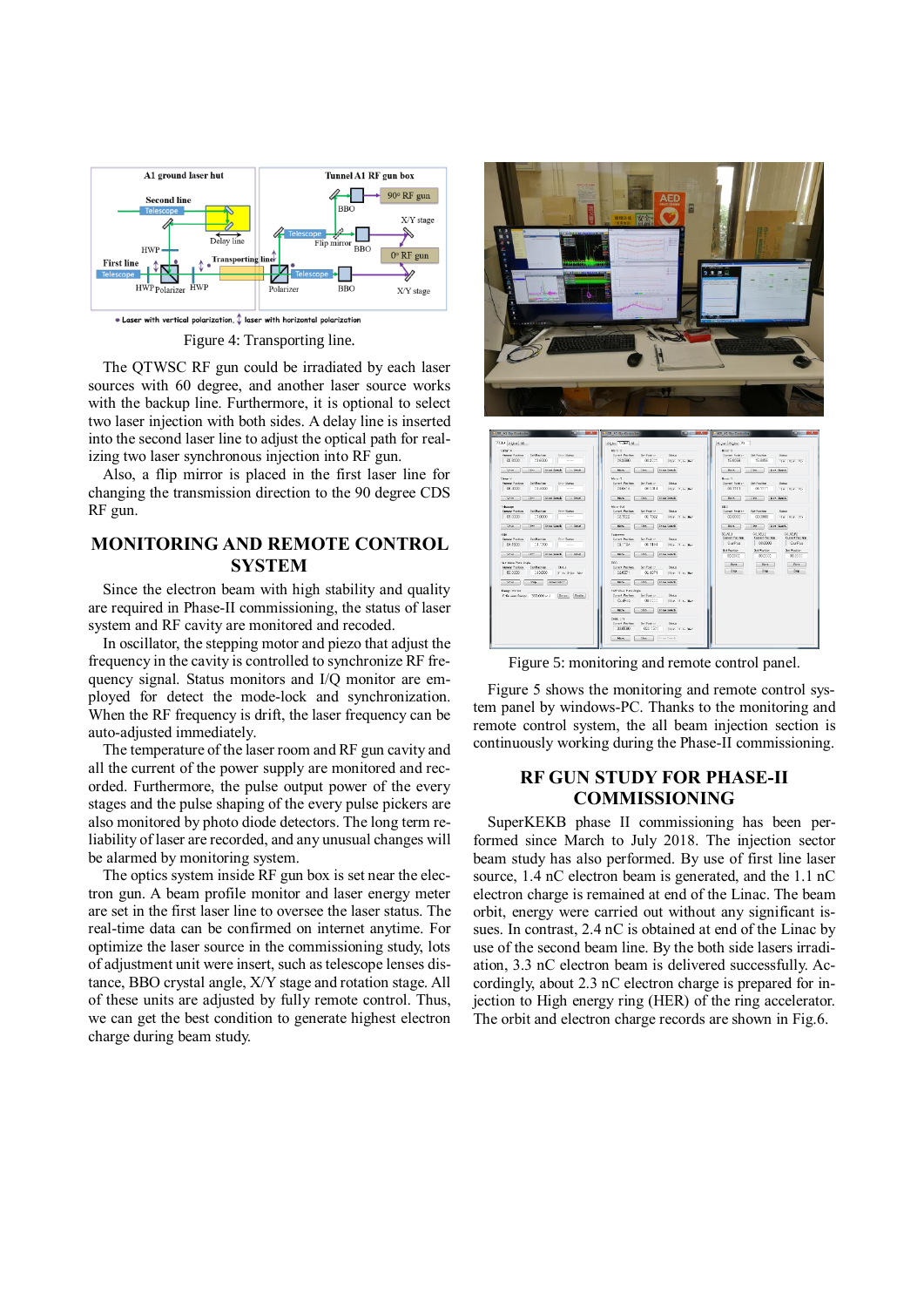Figure 4: Transporting line.

The QTWSC RF gun could be irradiated by each laser sources with 60 degree, and another laser source works with the backup line. Furthermore, it is optional to select two laser injection with both sides. A delay line is inserted into the second laser line to adjust the optical path for realizing two laser synchronous injection into RF gun.

Also, a flip mirror is placed in the first laser line for changing the transmission direction to the 90 degree CDS RF gun.

## MONITORING AND REMOTE CONTROL SYSTEM

Since the electron beam with high stability and quality are required in Phase-II commissioning, the status of laser system and RF cavity are monitored and recoded.

In oscillator, the stepping motor and piezo that adjust the frequency in the cavity is controlled to synchronize RF frequency signal. Status monitors and I/Q monitor are employed for detect the mode-lock and synchronization. When the RF frequency is drift, the laser frequency can be auto-adjusted immediately.

The temperature of the laser room and RF gun cavity and all the current of the power supply are monitored and recorded. Furthermore, the pulse output power of the every stages and the pulse shaping of the every pulse pickers are also monitored by photo diode detectors. The long term reliability of laser are recorded, and any unusual changes will be alarmed by monitoring system.

The optics system inside RF gun box is set near the electron gun. A beam profile monitor and laser energy meter are set in the first laser line to oversee the laser status. The real-time data can be confirmed on internet anytime. For optimize the laser source in the commissioning study, lots of adjustment unit were insert, such as telescope lenses distance, BBO crystal angle, X/Y stage and rotation stage. All of these units are adjusted by fully remote control. Thus, we can get the best condition to generate highest electron charge during beam study.

Figure 5: monitoring and remote control panel.

Figure 5 shows the monitoring and remote control system panel by windows-PC. Thanks to the monitoring and remote control system, the all beam injection section is continuously working during the Phase-II commissioning.

## RF GUN STUDY FOR PHASE-II COMMISSIONING

SuperKEKB phase II commissioning has been performed since March to July 2018. The injection sector beam study has also performed. By use of first line laser source, 1.4 nC electron beam is generated, and the 1.1 nC electron charge is remained at end of the Linac. The beam orbit, energy were carried out without any significant issues. In contrast, 2.4 nC is obtained at end of the Linac by use of the second beam line. By the both side lasers irradiation, 3.3 nC electron beam is delivered successfully. Accordingly, about 2.3 nC electron charge is prepared for injection to High energy ring (HER) of the ring accelerator. The orbit and electron charge records are shown in Fig.6.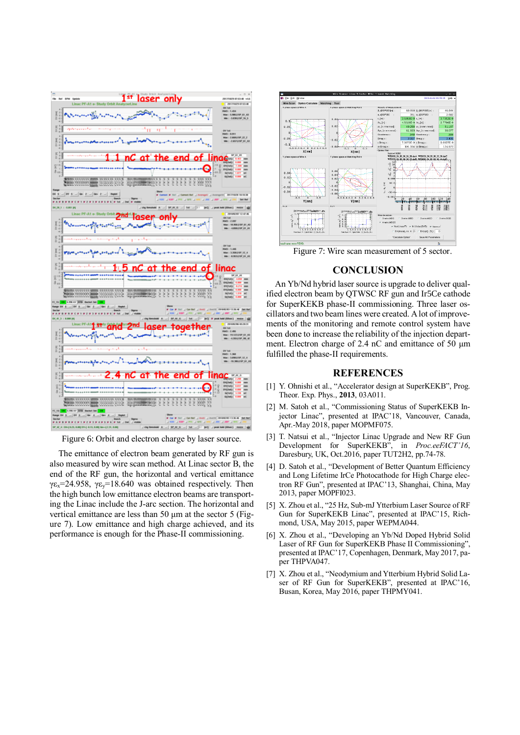Figure 6: Orbit and electron charge by laser source.

The emittance of electron beam generated by RF gun is also measured by wire scan method. At Linac sector B, the end of the RF gun, the horizontal and vertical emittance $\gamma\varepsilon_x$=24.958, $\gamma\varepsilon_y$=18.640 was obtained respectively. Then the high bunch low emittance electron beams are transporting the Linac include the J-arc section. The horizontal and vertical emittance are less than 50 µm at the sector 5 (Figure 7). Low emittance and high charge achieved, and its performance is enough for the Phase-II commissioning.

Figure 7: Wire scan measurement of 5 sector.

## CONCLUSION

An Yb/Nd hybrid laser source is upgrade to deliver qualified electron beam by QTWSC RF gun and Ir5Ce cathode for SuperKEKB phase-II commissioning. Three laser oscillators and two beam lines were created. A lot of improvements of the monitoring and remote control system have been done to increase the reliability of the injection department. Electron charge of 2.4 nC and emittance of 50 µm fulfilled the phase-II requirements.

## REFERENCES

[1] Y. Ohnishi et al., "Accelerator design at SuperKEKB", Prog. Theor. Exp. Phys., **2013**, 03A011.

[2] M. Satoh et al., "Commissioning Status of SuperKEKB Injector Linac", presented at IPAC'18, Vancouver, Canada, Apr.-May 2018, paper MOPMF075.

[3] T. Natsui et al., "Injector Linac Upgrade and New RF Gun Development for SuperKEKB", in *Proc.eeFACT'16*, Daresbury, UK, Oct.2016, paper TUT2H2, pp.74-78.

[4] D. Satoh et al., "Development of Better Quantum Efficiency and Long Lifetime IrCe Photocathode for High Charge electron RF Gun", presented at IPAC'13, Shanghai, China, May 2013, paper MOPFI023.

[5] X. Zhou et al., "25 Hz, Sub-mJ Ytterbium Laser Source of RF Gun for SuperKEKB Linac", presented at IPAC'15, Richmond, USA, May 2015, paper WEPMA044.

[6] X. Zhou et al., "Developing an Yb/Nd Doped Hybrid Solid Laser of RF Gun for SuperKEKB Phase II Commissioning", presented at IPAC'17, Copenhagen, Denmark, May 2017, paper THPVA047.

[7] X. Zhou et al., "Neodymium and Ytterbium Hybrid Solid Laser of RF Gun for SuperKEKB", presented at IPAC'16, Busan, Korea, May 2016, paper THPMY041.